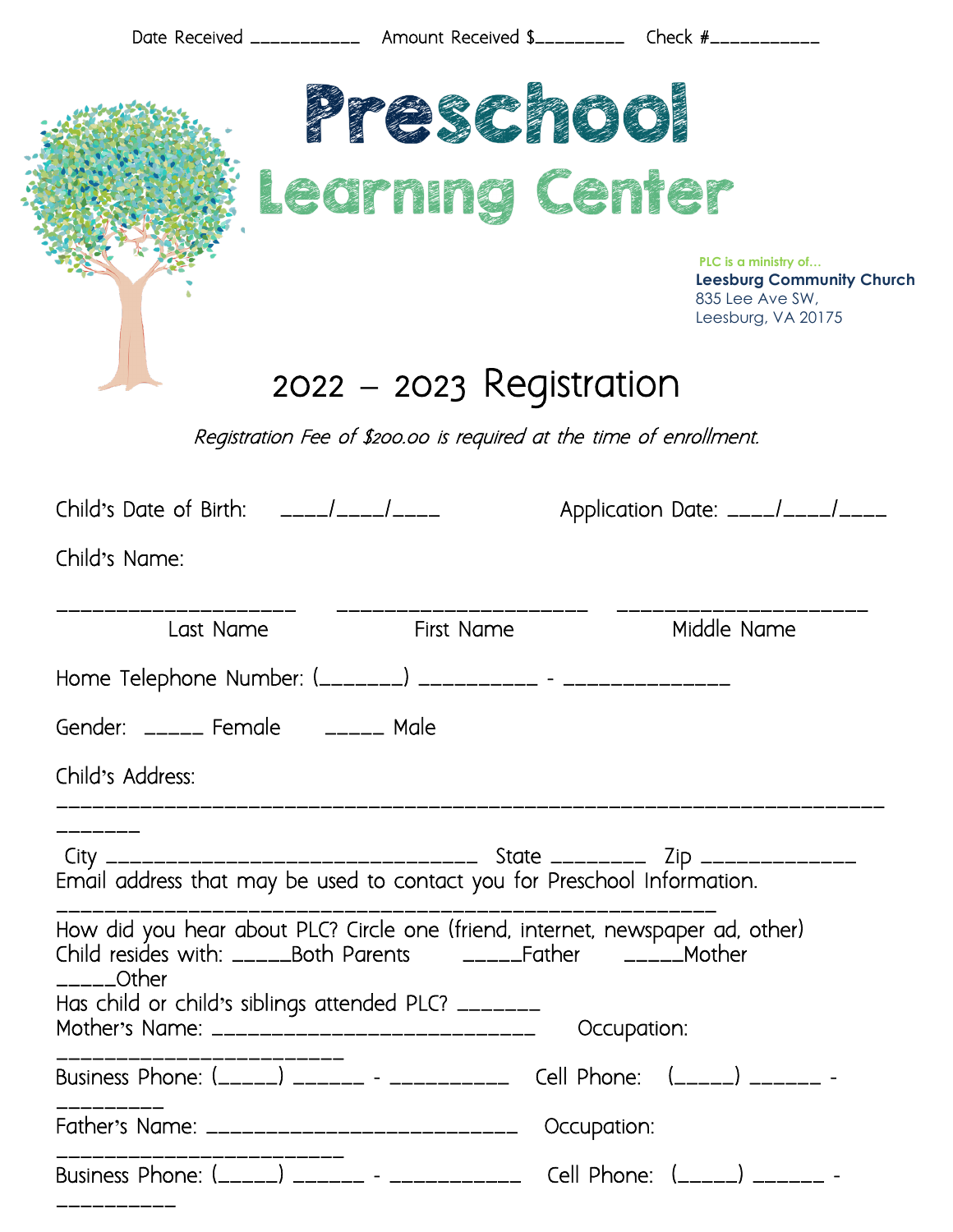Date Received __________ Amount Received $________ Check #__________

# Preschool Learning Center

PLC is a ministry of…
**Leesburg Community Church**
835 Lee Ave SW,
Leesburg, VA 20175

## 2022 – 2023 Registration

*Registration Fee of $200.00 is required at the time of enrollment.*

Child's Date of Birth: ____/____/____ Application Date: ____/____/____

Child's Name:

____________________ ____________________ ____________________
Last Name First Name Middle Name

Home Telephone Number: (_______) __________ - ______________

Gender: _____ Female _____ Male

Child's Address: ______________________________________________________________

City ______________________________ State ________ Zip _____________

Email address that may be used to contact you for Preschool Information. ________________________________________________________

How did you hear about PLC? Circle one (friend, internet, newspaper ad, other)

Child resides with: _____Both Parents _____Father _____Mother _____Other

Has child or child's siblings attended PLC? _______

Mother's Name: ___________________________ Occupation: ________________________

Business Phone: (_____) ______ - __________ Cell Phone: (_____) ______ - _________

Father's Name: ___________________________ Occupation: ________________________

Business Phone: (_____) ______ - ___________ Cell Phone: (_____) ______ - __________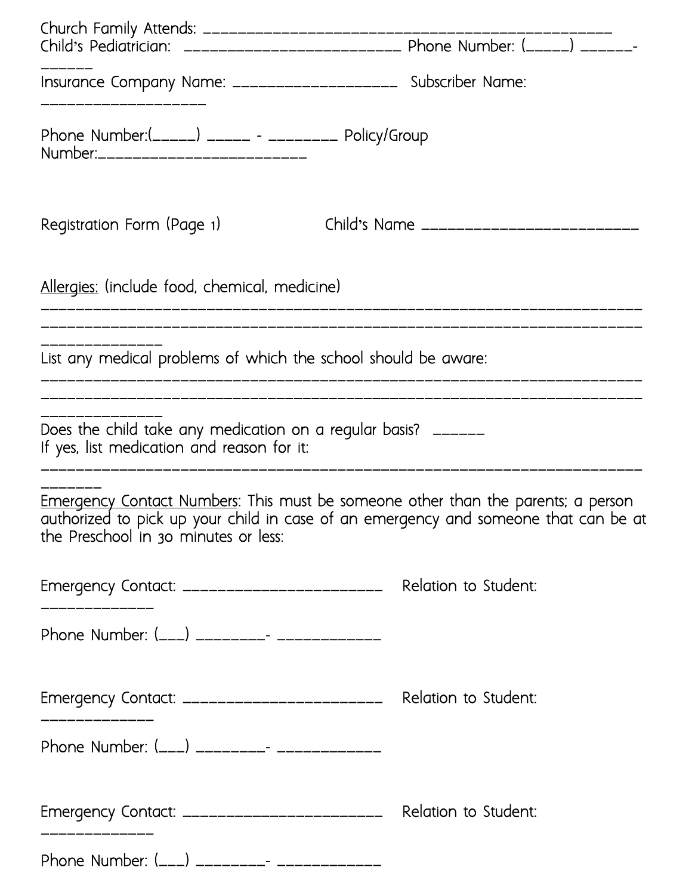Church Family Attends: ________________________________________________
Child's Pediatrician: ___________________________ Phone Number: (_____) ______-______

Insurance Company Name: ____________________ Subscriber Name: ___________________

Phone Number:(_____) _____ - ________ Policy/Group Number:_________________________

Registration Form (Page 1) Child's Name __________________________

<u>Allergies:</u> (include food, chemical, medicine)
______________________________________________________________________
______________________________________________________________________
______________

List any medical problems of which the school should be aware:
______________________________________________________________________
______________________________________________________________________
______________

Does the child take any medication on a regular basis? ______
If yes, list medication and reason for it:
______________________________________________________________________
_______

<u>Emergency Contact Numbers</u>: This must be someone other than the parents; a person authorized to pick up your child in case of an emergency and someone that can be at the Preschool in 30 minutes or less:

Emergency Contact: ________________________ Relation to Student: ______________

Phone Number: (___) ________- ____________

Emergency Contact: ________________________ Relation to Student: ______________

Phone Number: (___) ________- ____________

Emergency Contact: ________________________ Relation to Student: ______________

Phone Number: (___) ________- ____________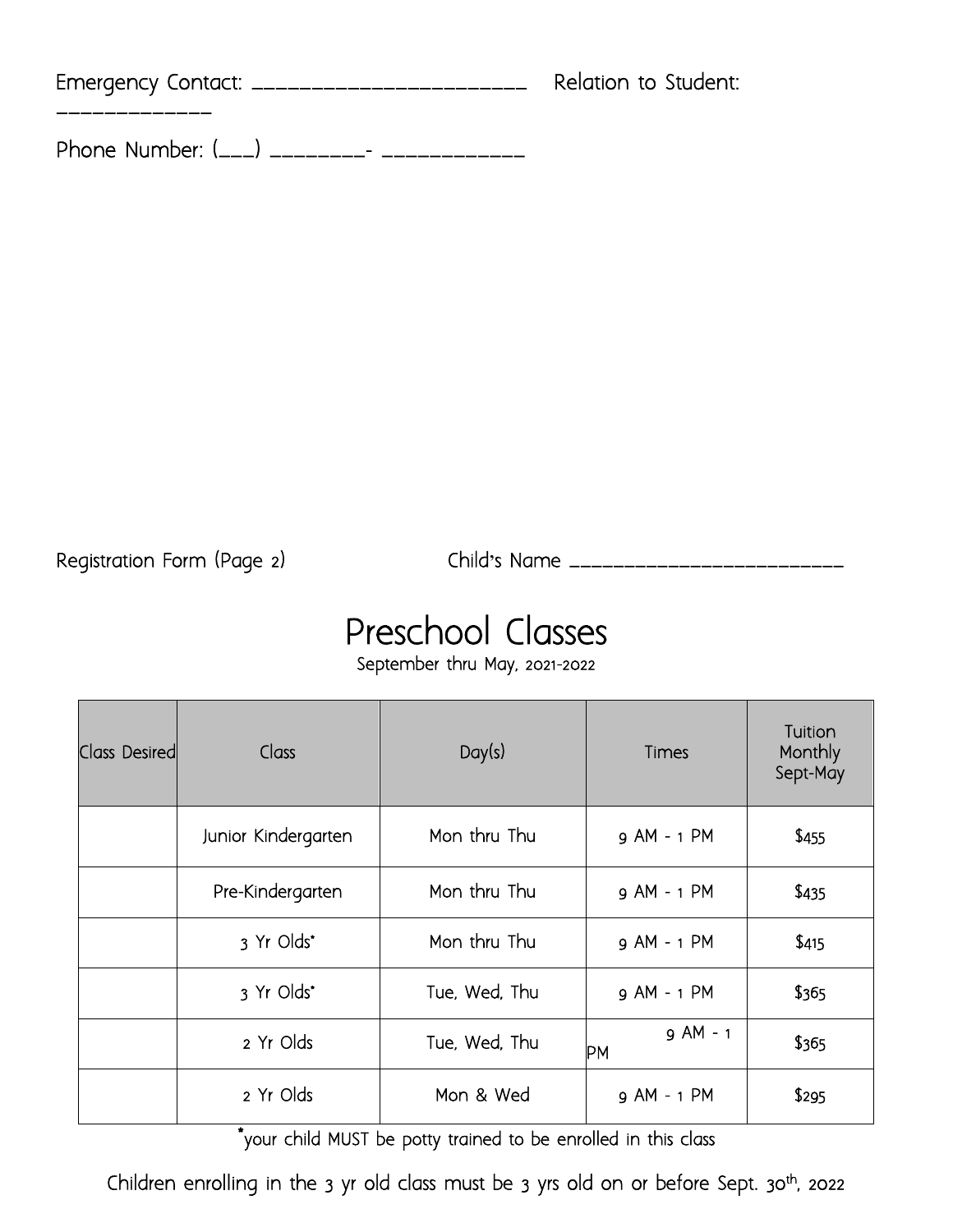Emergency Contact: _______________________ Relation to Student: _____________

Phone Number: (___) ________- ____________

Registration Form (Page 2) Child's Name _________________________

# Preschool Classes

September thru May, 2021-2022

| Class Desired | Class | Day(s) | Times | Tuition Monthly Sept-May |
|---|---|---|---|---|
| | Junior Kindergarten | Mon thru Thu | 9 AM - 1 PM | $455 |
| | Pre-Kindergarten | Mon thru Thu | 9 AM - 1 PM | $435 |
| | 3 Yr Olds* | Mon thru Thu | 9 AM - 1 PM | $415 |
| | 3 Yr Olds* | Tue, Wed, Thu | 9 AM - 1 PM | $365 |
| | 2 Yr Olds | Tue, Wed, Thu | 9 AM - 1 PM | $365 |
| | 2 Yr Olds | Mon & Wed | 9 AM - 1 PM | $295 |

*your child MUST be potty trained to be enrolled in this class

Children enrolling in the 3 yr old class must be 3 yrs old on or before Sept. 30th, 2022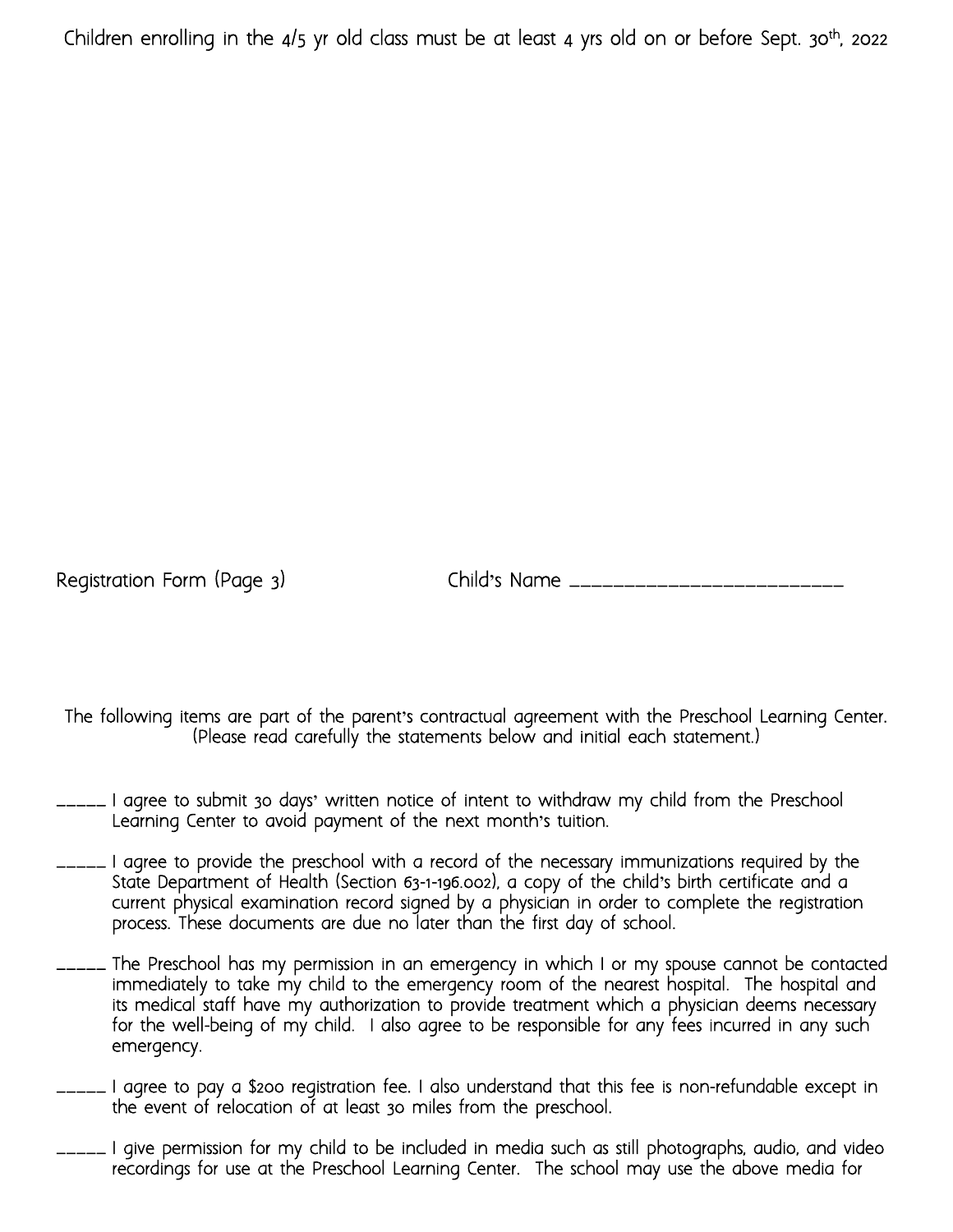Children enrolling in the 4/5 yr old class must be at least 4 yrs old on or before Sept. 30th, 2022

Registration Form (Page 3) Child's Name ___________________________

The following items are part of the parent's contractual agreement with the Preschool Learning Center. (Please read carefully the statements below and initial each statement.)

_____ I agree to submit 30 days' written notice of intent to withdraw my child from the Preschool Learning Center to avoid payment of the next month's tuition.

_____ I agree to provide the preschool with a record of the necessary immunizations required by the State Department of Health (Section 63-1-196.002), a copy of the child's birth certificate and a current physical examination record signed by a physician in order to complete the registration process. These documents are due no later than the first day of school.

_____ The Preschool has my permission in an emergency in which I or my spouse cannot be contacted immediately to take my child to the emergency room of the nearest hospital. The hospital and its medical staff have my authorization to provide treatment which a physician deems necessary for the well-being of my child. I also agree to be responsible for any fees incurred in any such emergency.

_____ I agree to pay a $200 registration fee. I also understand that this fee is non-refundable except in the event of relocation of at least 30 miles from the preschool.

_____ I give permission for my child to be included in media such as still photographs, audio, and video recordings for use at the Preschool Learning Center. The school may use the above media for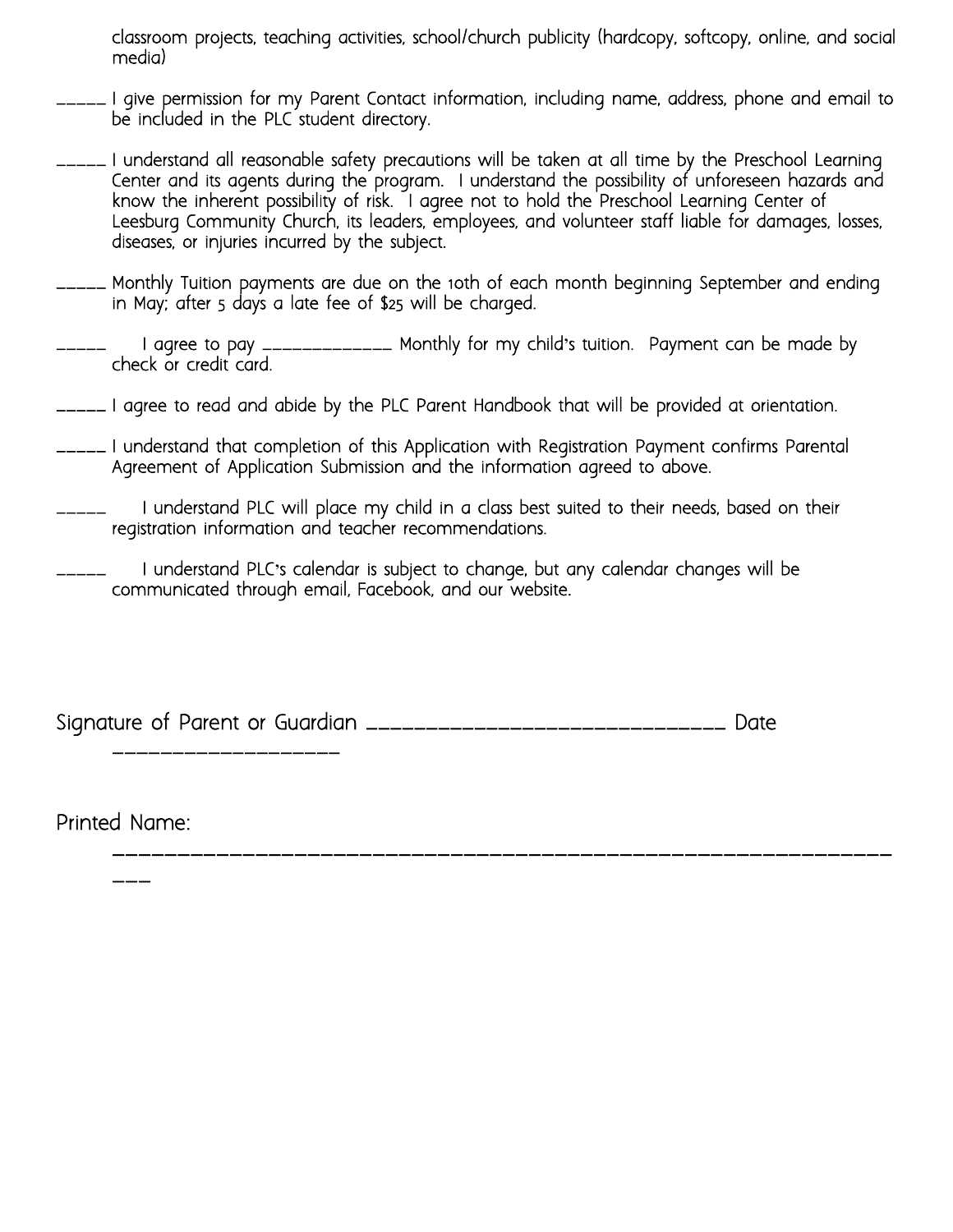classroom projects, teaching activities, school/church publicity (hardcopy, softcopy, online, and social media)

_____ I give permission for my Parent Contact information, including name, address, phone and email to be included in the PLC student directory.

_____ I understand all reasonable safety precautions will be taken at all time by the Preschool Learning Center and its agents during the program. I understand the possibility of unforeseen hazards and know the inherent possibility of risk. I agree not to hold the Preschool Learning Center of Leesburg Community Church, its leaders, employees, and volunteer staff liable for damages, losses, diseases, or injuries incurred by the subject.

_____ Monthly Tuition payments are due on the 10th of each month beginning September and ending in May; after 5 days a late fee of $25 will be charged.

_____ I agree to pay _____________ Monthly for my child's tuition. Payment can be made by check or credit card.

_____ I agree to read and abide by the PLC Parent Handbook that will be provided at orientation.

_____ I understand that completion of this Application with Registration Payment confirms Parental Agreement of Application Submission and the information agreed to above.

_____ I understand PLC will place my child in a class best suited to their needs, based on their registration information and teacher recommendations.

_____ I understand PLC's calendar is subject to change, but any calendar changes will be communicated through email, Facebook, and our website.

Signature of Parent or Guardian _______________________________ Date ___________________

Printed Name: ______________________________________________________________